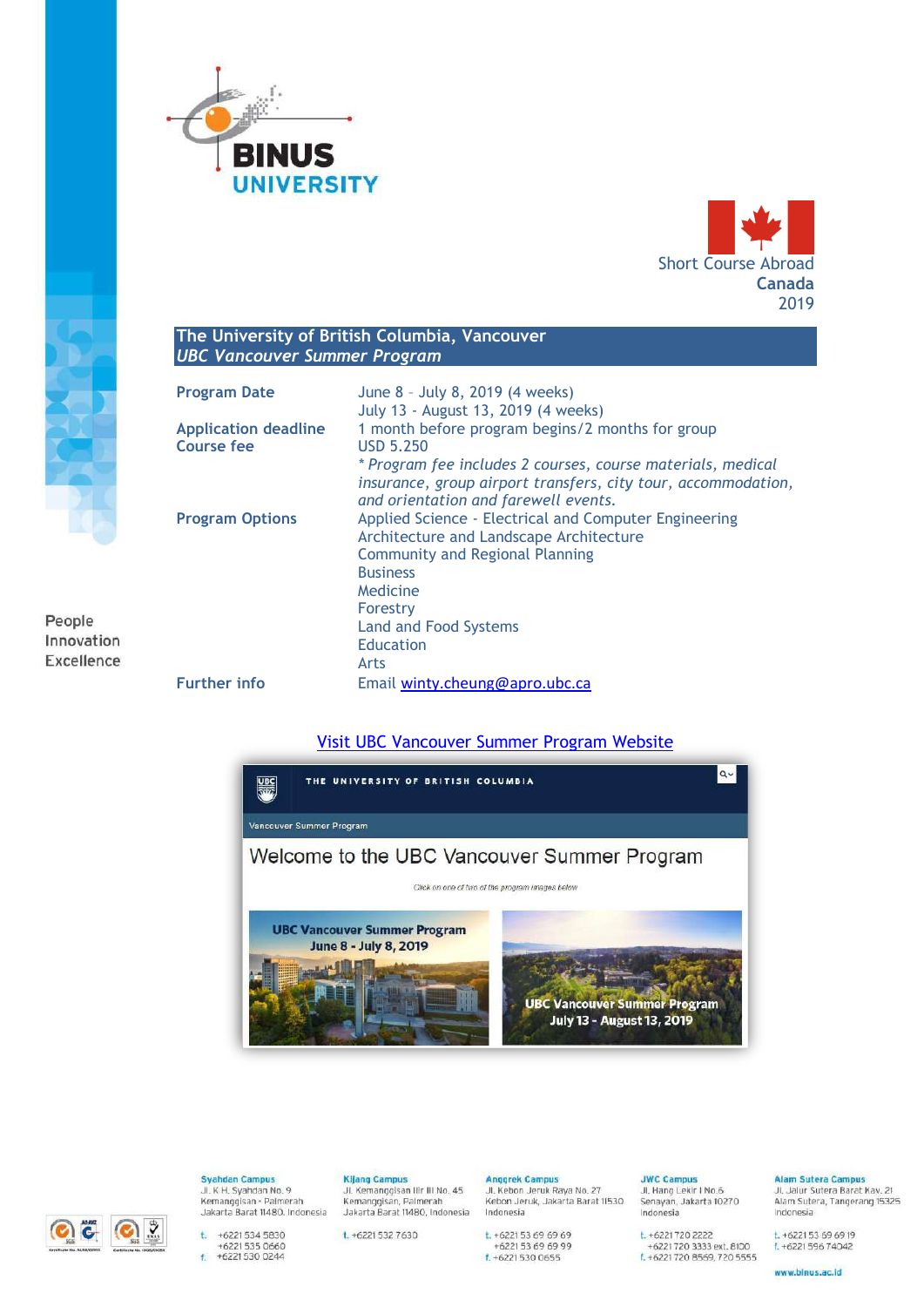BINUS UNIVERSITY

Short Course Abroad
**Canada**
2019

## The University of British Columbia, Vancouver
### *UBC Vancouver Summer Program*

| | |
|---|---|
| **Program Date** | June 8 – July 8, 2019 (4 weeks)<br>July 13 - August 13, 2019 (4 weeks) |
| **Application deadline** | 1 month before program begins/2 months for group |
| **Course fee** | USD 5.250<br>*\* Program fee includes 2 courses, course materials, medical insurance, group airport transfers, city tour, accommodation, and orientation and farewell events.* |
| **Program Options** | Applied Science - Electrical and Computer Engineering<br>Architecture and Landscape Architecture<br>Community and Regional Planning<br>Business<br>Medicine<br>Forestry<br>Land and Food Systems<br>Education<br>Arts |
| **Further info** | Email winty.cheung@apro.ubc.ca |

People
Innovation
Excellence

Visit UBC Vancouver Summer Program Website

THE UNIVERSITY OF BRITISH COLUMBIA

Vancouver Summer Program

Welcome to the UBC Vancouver Summer Program

Click on one of two of the program images below

UBC Vancouver Summer Program
June 8 - July 8, 2019

UBC Vancouver Summer Program
July 13 - August 13, 2019

**Syahdan Campus**
Jl. K H. Syahdan No. 9
Kemanggisan - Palmerah
Jakarta Barat 11480, Indonesia
t. +6221 534 5830
+6221 535 0660
f. +6221 530 0244

**Kijang Campus**
Jl. Kemanggisan Ilir III No. 45
Kemanggisan, Palmerah
Jakarta Barat 11480, Indonesia
t. +6221 532 7630

**Anggrek Campus**
Jl. Kebon Jeruk Raya No. 27
Kebon Jeruk, Jakarta Barat 11530
Indonesia
t. +6221 53 69 69 69
+6221 53 69 69 99
f. +6221 530 0655

**JWC Campus**
Jl. Hang Lekir I No.6
Senayan, Jakarta 10270
Indonesia
t. +6221 720 2222
+6221 720 3333 ext. 8100
f. +6221 720 8569, 720 5555

**Alam Sutera Campus**
Jl. Jalur Sutera Barat Kav. 21
Alam Sutera, Tangerang 15325
Indonesia
t. +6221 53 69 69 19
f. +6221 596 74042

www.binus.ac.id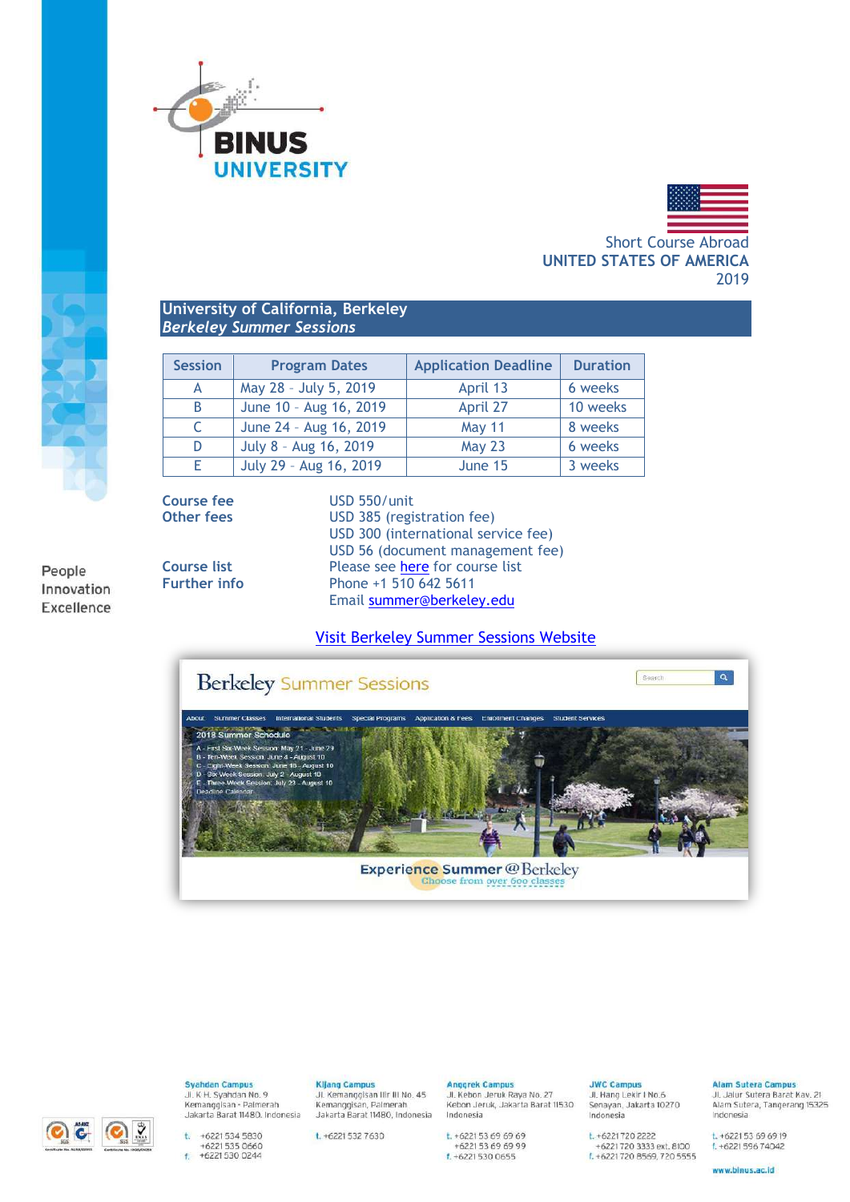Short Course Abroad
UNITED STATES OF AMERICA
2019

## University of California, Berkeley
### *Berkeley Summer Sessions*

| Session | Program Dates | Application Deadline | Duration |
|---|---|---|---|
| A | May 28 – July 5, 2019 | April 13 | 6 weeks |
| B | June 10 – Aug 16, 2019 | April 27 | 10 weeks |
| C | June 24 – Aug 16, 2019 | May 11 | 8 weeks |
| D | July 8 – Aug 16, 2019 | May 23 | 6 weeks |
| E | July 29 – Aug 16, 2019 | June 15 | 3 weeks |

**Course fee** USD 550/unit

**Other fees** USD 385 (registration fee)
USD 300 (international service fee)
USD 56 (document management fee)

**Course list** Please see here for course list

**Further info** Phone +1 510 642 5611
Email summer@berkeley.edu

Visit Berkeley Summer Sessions Website

People
Innovation
Excellence

**Syahdan Campus**
Jl. K H. Syahdan No. 9
Kemanggisan - Palmerah
Jakarta Barat 11480, Indonesia
t. +6221 534 5830
+6221 535 0660
f. +6221 530 0244

**Kijang Campus**
Jl. Kemanggisan Ilir III No. 45
Kemanggisan, Palmerah
Jakarta Barat 11480, Indonesia
t. +6221 532 7630

**Anggrek Campus**
Jl. Kebon Jeruk Raya No. 27
Kebon Jeruk, Jakarta Barat 11530
Indonesia
t. +6221 53 69 69 69
+6221 53 69 69 99
f. +6221 530 0655

**JWC Campus**
Jl. Hang Lekir I No.6
Senayan, Jakarta 10270
Indonesia
t. +6221 720 2222
+6221 720 3333 ext. 8100
f. +6221 720 8569, 720 5555

**Alam Sutera Campus**
Jl. Jalur Sutera Barat Kav. 21
Alam Sutera, Tangerang 15325
Indonesia
t. +6221 53 69 69 19
f. +6221 596 74042

www.binus.ac.id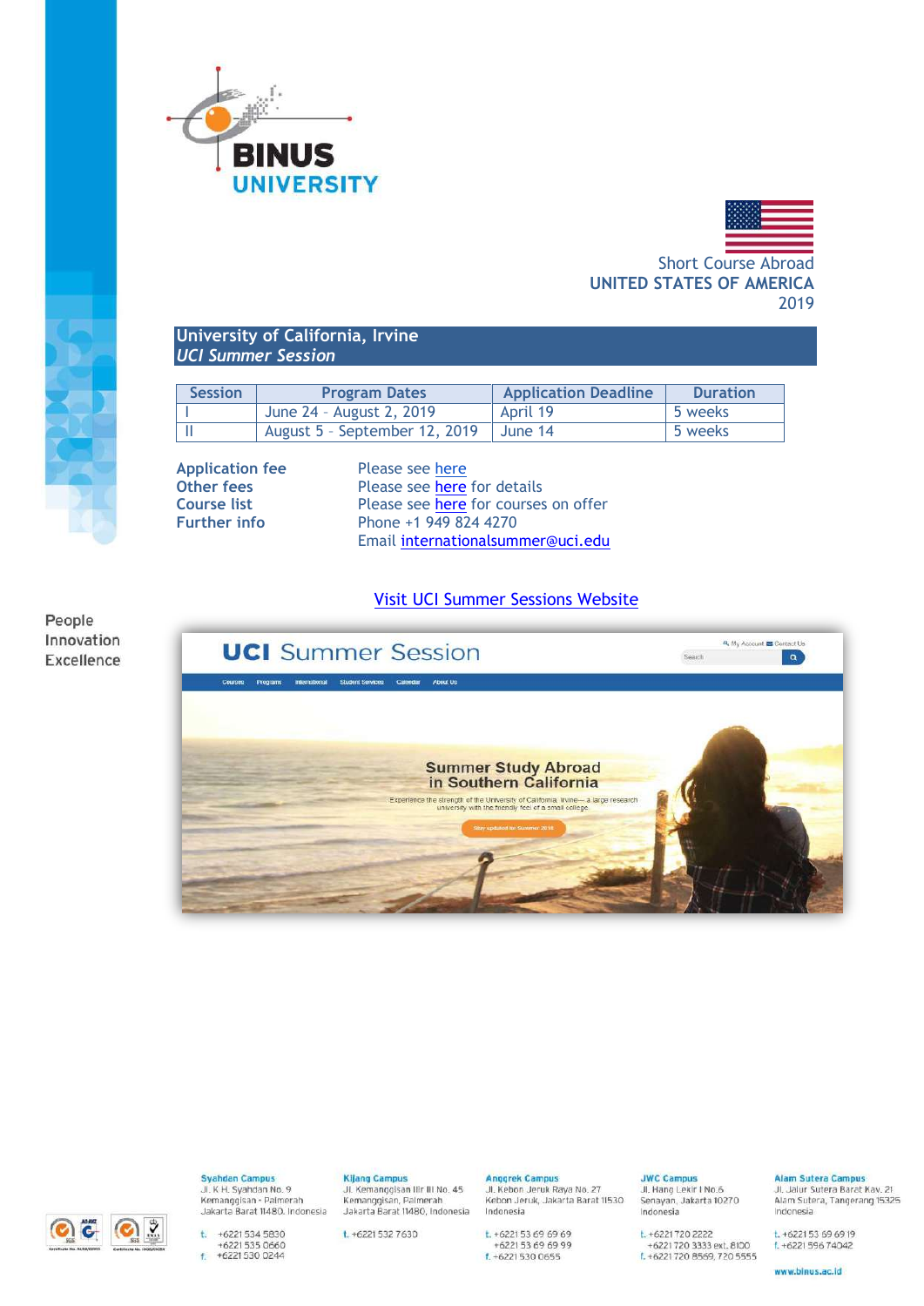Short Course Abroad
UNITED STATES OF AMERICA
2019

## University of California, Irvine
*UCI Summer Session*

| Session | Program Dates | Application Deadline | Duration |
|---|---|---|---|
| I | June 24 – August 2, 2019 | April 19 | 5 weeks |
| II | August 5 – September 12, 2019 | June 14 | 5 weeks |

**Application fee** Please see here
**Other fees** Please see here for details
**Course list** Please see here for courses on offer
**Further info** Phone +1 949 824 4270
Email internationalsummer@uci.edu

Visit UCI Summer Sessions Website

People
Innovation
Excellence

**Syahdan Campus**
Jl. K H. Syahdan No. 9
Kemanggisan - Palmerah
Jakarta Barat 11480, Indonesia
t. +6221 534 5830
+6221 535 0660
f. +6221 530 0244

**Kijang Campus**
Jl. Kemanggisan Ilir III No. 45
Kemanggisan, Palmerah
Jakarta Barat 11480, Indonesia
t. +6221 532 7630

**Anggrek Campus**
Jl. Kebon Jeruk Raya No. 27
Kebon Jeruk, Jakarta Barat 11530
Indonesia
t. +6221 53 69 69 69
+6221 53 69 69 99
f. +6221 530 0655

**JWC Campus**
Jl. Hang Lekir I No.6
Senayan, Jakarta 10270
Indonesia
t. +6221 720 2222
+6221 720 3333 ext. 8100
f. +6221 720 8569, 720 5555

**Alam Sutera Campus**
Jl. Jalur Sutera Barat Kav. 21
Alam Sutera, Tangerang 15325
Indonesia
t. +6221 53 69 69 19
f. +6221 596 74042

www.binus.ac.id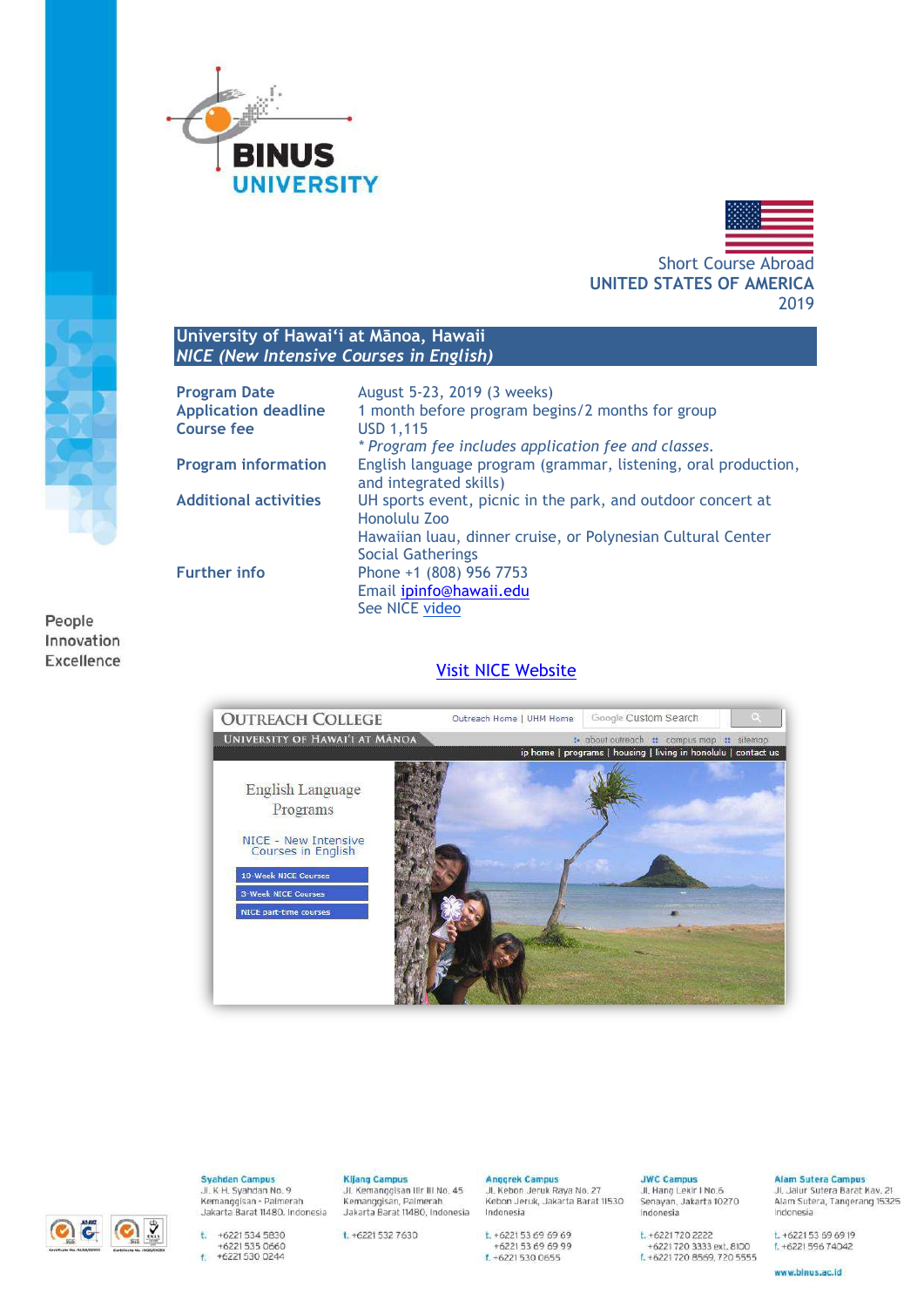BINUS UNIVERSITY

Short Course Abroad
UNITED STATES OF AMERICA
2019

## University of Hawai'i at Mānoa, Hawaii
### *NICE (New Intensive Courses in English)*

| | |
|---|---|
| **Program Date** | August 5-23, 2019 (3 weeks) |
| **Application deadline** | 1 month before program begins/2 months for group |
| **Course fee** | USD 1,115<br>*\* Program fee includes application fee and classes.* |
| **Program information** | English language program (grammar, listening, oral production, and integrated skills) |
| **Additional activities** | UH sports event, picnic in the park, and outdoor concert at Honolulu Zoo<br>Hawaiian luau, dinner cruise, or Polynesian Cultural Center<br>Social Gatherings |
| **Further info** | Phone +1 (808) 956 7753<br>Email ipinfo@hawaii.edu<br>See NICE video |

People
Innovation
Excellence

Visit NICE Website

OUTREACH COLLEGE
UNIVERSITY OF HAWAI'I AT MĀNOA
Outreach Home | UHM Home
about outreach | campus map | sitemap
ip home | programs | housing | living in honolulu | contact us

English Language Programs

NICE - New Intensive Courses in English

- 10-Week NICE Courses
- 3-Week NICE Courses
- NICE part-time courses

**Syahdan Campus**
Jl. K H. Syahdan No. 9
Kemanggisan - Palmerah
Jakarta Barat 11480, Indonesia
t. +6221 534 5830
+6221 535 0660
f. +6221 530 0244

**Kijang Campus**
Jl. Kemanggisan Ilir III No. 45
Kemanggisan, Palmerah
Jakarta Barat 11480, Indonesia
t. +6221 532 7630

**Anggrek Campus**
Jl. Kebon Jeruk Raya No. 27
Kebon Jeruk, Jakarta Barat 11530
Indonesia
t. +6221 53 69 69 69
+6221 53 69 69 99
f. +6221 530 0655

**JWC Campus**
Jl. Hang Lekir I No.6
Senayan, Jakarta 10270
Indonesia
t. +6221 720 2222
+6221 720 3333 ext. 8100
f. +6221 720 8569, 720 5555

**Alam Sutera Campus**
Jl. Jalur Sutera Barat Kav. 21
Alam Sutera, Tangerang 15325
Indonesia
t. +6221 53 69 69 19
f. +6221 596 74042

www.binus.ac.id